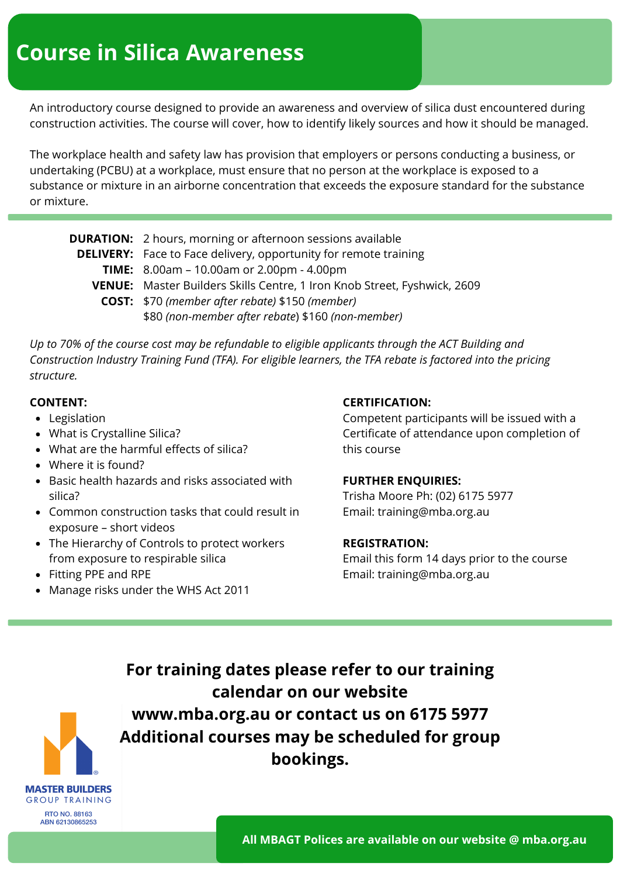# Course in Silica Awareness

An introductory course designed to provide an awareness and overview of silica dust encountered during construction activities. The course will cover, how to identify likely sources and how it should be managed.

The workplace health and safety law has provision that employers or persons conducting a business, or undertaking (PCBU) at a workplace, must ensure that no person at the workplace is exposed to a substance or mixture in an airborne concentration that exceeds the exposure standard for the substance or mixture.

**DURATION:** 2 hours, morning or afternoon sessions available
**DELIVERY:** Face to Face delivery, opportunity for remote training
**TIME:** 8.00am – 10.00am or 2.00pm - 4.00pm
**VENUE:** Master Builders Skills Centre, 1 Iron Knob Street, Fyshwick, 2609
**COST:** $70 *(member after rebate)* $150 *(member)*
$80 *(non-member after rebate)* $160 *(non-member)*

*Up to 70% of the course cost may be refundable to eligible applicants through the ACT Building and Construction Industry Training Fund (TFA). For eligible learners, the TFA rebate is factored into the pricing structure.*

**CONTENT:**

- Legislation
- What is Crystalline Silica?
- What are the harmful effects of silica?
- Where it is found?
- Basic health hazards and risks associated with silica?
- Common construction tasks that could result in exposure – short videos
- The Hierarchy of Controls to protect workers from exposure to respirable silica
- Fitting PPE and RPE
- Manage risks under the WHS Act 2011

**CERTIFICATION:**
Competent participants will be issued with a Certificate of attendance upon completion of this course

**FURTHER ENQUIRIES:**
Trisha Moore Ph: (02) 6175 5977
Email: training@mba.org.au

**REGISTRATION:**
Email this form 14 days prior to the course
Email: training@mba.org.au

**For training dates please refer to our training calendar on our website www.mba.org.au or contact us on 6175 5977**
**Additional courses may be scheduled for group bookings.**

MASTER BUILDERS GROUP TRAINING
RTO NO. 88163
ABN 62130865253

**All MBAGT Polices are available on our website @ mba.org.au**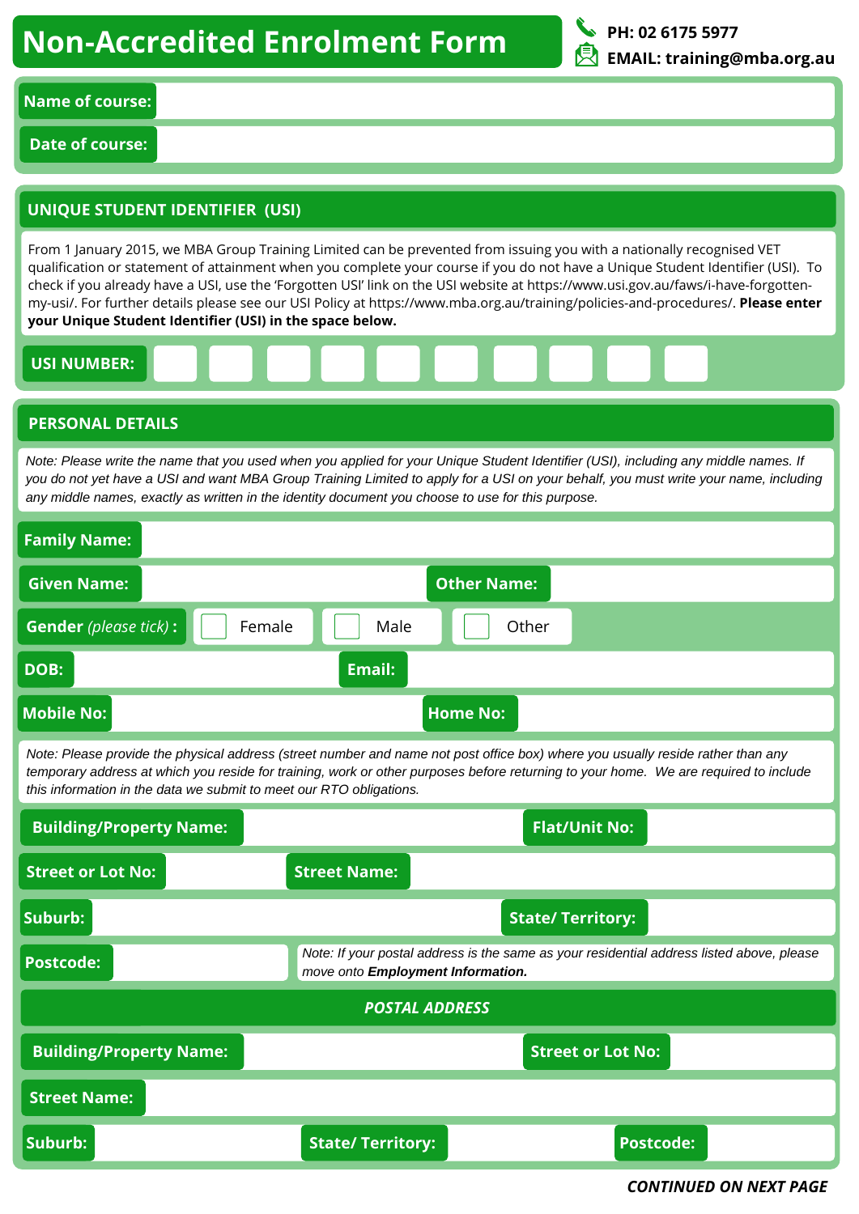# Non-Accredited Enrolment Form

**PH: 02 6175 5977**
**EMAIL: training@mba.org.au**

**Name of course:**

**Date of course:**

## UNIQUE STUDENT IDENTIFIER (USI)

From 1 January 2015, we MBA Group Training Limited can be prevented from issuing you with a nationally recognised VET qualification or statement of attainment when you complete your course if you do not have a Unique Student Identifier (USI). To check if you already have a USI, use the 'Forgotten USI' link on the USI website at https://www.usi.gov.au/faws/i-have-forgotten-my-usi/. For further details please see our USI Policy at https://www.mba.org.au/training/policies-and-procedures/. **Please enter your Unique Student Identifier (USI) in the space below.**

**USI NUMBER:** | | | | | | | | | |

## PERSONAL DETAILS

*Note: Please write the name that you used when you applied for your Unique Student Identifier (USI), including any middle names. If you do not yet have a USI and want MBA Group Training Limited to apply for a USI on your behalf, you must write your name, including any middle names, exactly as written in the identity document you choose to use for this purpose.*

**Family Name:**

**Given Name:** **Other Name:**

**Gender** *(please tick)* **:** ☐ Female ☐ Male ☐ Other

**DOB:** **Email:**

**Mobile No:** **Home No:**

*Note: Please provide the physical address (street number and name not post office box) where you usually reside rather than any temporary address at which you reside for training, work or other purposes before returning to your home. We are required to include this information in the data we submit to meet our RTO obligations.*

**Building/Property Name:** **Flat/Unit No:**

**Street or Lot No:** **Street Name:**

**Suburb:** **State/ Territory:**

**Postcode:**

*Note: If your postal address is the same as your residential address listed above, please move onto* ***Employment Information.***

### *POSTAL ADDRESS*

**Building/Property Name:** **Street or Lot No:**

**Street Name:**

**Suburb:** **State/ Territory:** **Postcode:**

***CONTINUED ON NEXT PAGE***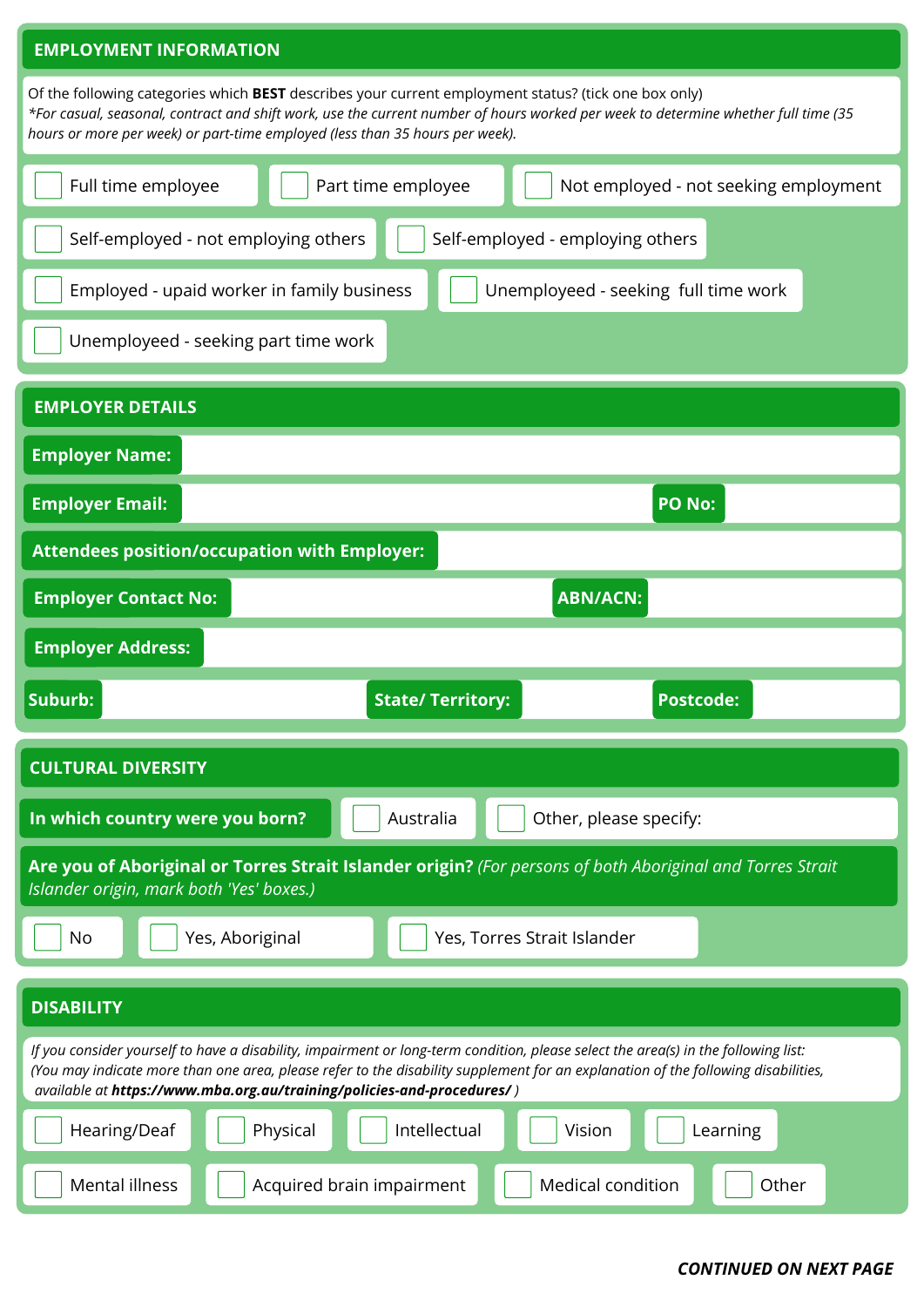## EMPLOYMENT INFORMATION

Of the following categories which **BEST** describes your current employment status? (tick one box only)
*For casual, seasonal, contract and shift work, use the current number of hours worked per week to determine whether full time (35 hours or more per week) or part-time employed (less than 35 hours per week).*

- ☐ Full time employee
- ☐ Part time employee
- ☐ Not employed - not seeking employment
- ☐ Self-employed - not employing others
- ☐ Self-employed - employing others
- ☐ Employed - upaid worker in family business
- ☐ Unemployeed - seeking full time work
- ☐ Unemployeed - seeking part time work

## EMPLOYER DETAILS

**Employer Name:**

**Employer Email:** | **PO No:**

**Attendees position/occupation with Employer:**

**Employer Contact No:** | **ABN/ACN:**

**Employer Address:**

**Suburb:** | **State/ Territory:** | **Postcode:**

## CULTURAL DIVERSITY

**In which country were you born?** ☐ Australia ☐ Other, please specify:

**Are you of Aboriginal or Torres Strait Islander origin?** *(For persons of both Aboriginal and Torres Strait Islander origin, mark both 'Yes' boxes.)*

- ☐ No
- ☐ Yes, Aboriginal
- ☐ Yes, Torres Strait Islander

## DISABILITY

*If you consider yourself to have a disability, impairment or long-term condition, please select the area(s) in the following list: (You may indicate more than one area, please refer to the disability supplement for an explanation of the following disabilities, available at* ***https://www.mba.org.au/training/policies-and-procedures/*** *)*

- ☐ Hearing/Deaf
- ☐ Physical
- ☐ Intellectual
- ☐ Vision
- ☐ Learning
- ☐ Mental illness
- ☐ Acquired brain impairment
- ☐ Medical condition
- ☐ Other

***CONTINUED ON NEXT PAGE***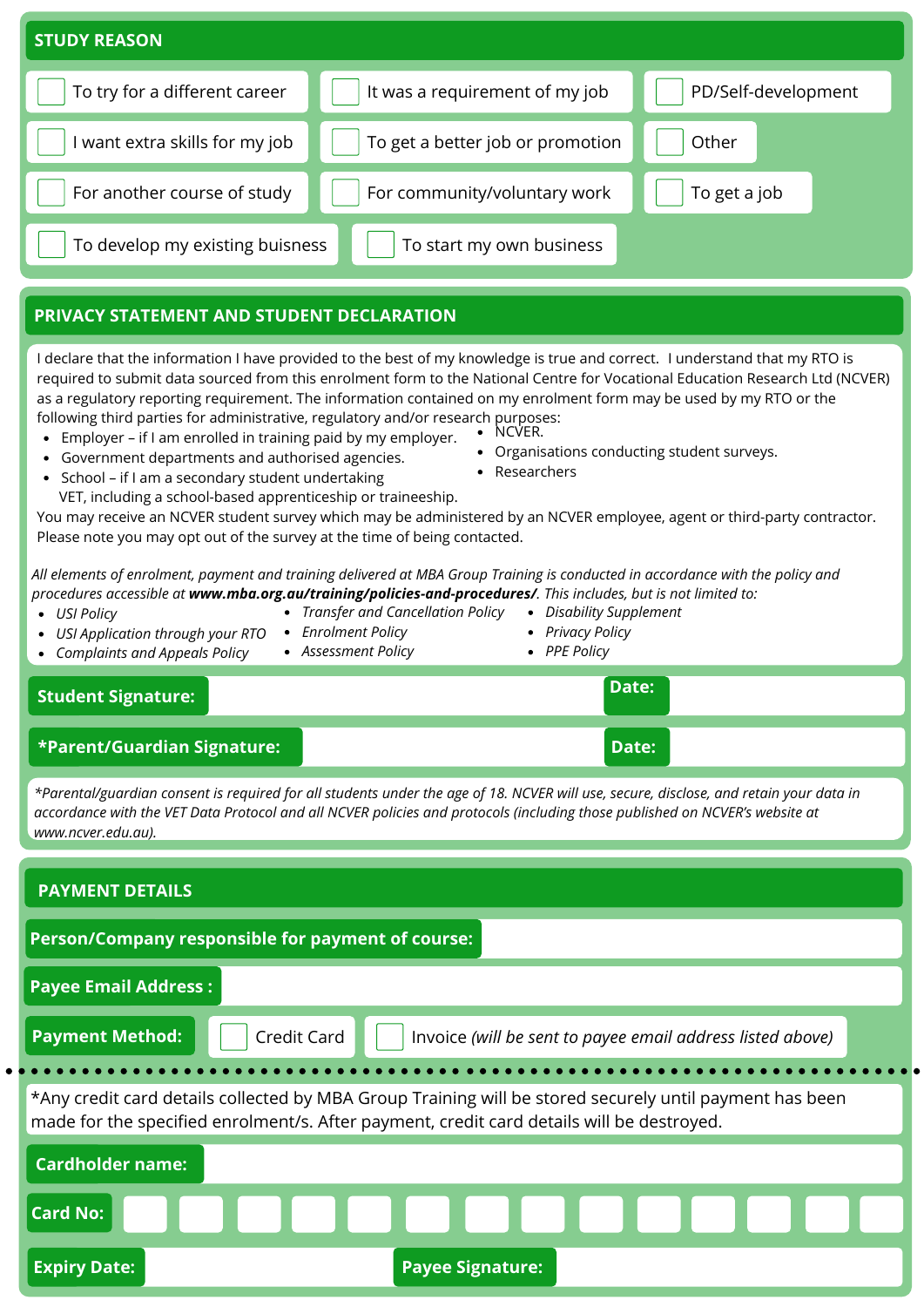## STUDY REASON

- [ ] To try for a different career
- [ ] It was a requirement of my job
- [ ] PD/Self-development
- [ ] I want extra skills for my job
- [ ] To get a better job or promotion
- [ ] Other
- [ ] For another course of study
- [ ] For community/voluntary work
- [ ] To get a job
- [ ] To develop my existing buisness
- [ ] To start my own business

## PRIVACY STATEMENT AND STUDENT DECLARATION

I declare that the information I have provided to the best of my knowledge is true and correct. I understand that my RTO is required to submit data sourced from this enrolment form to the National Centre for Vocational Education Research Ltd (NCVER) as a regulatory reporting requirement. The information contained on my enrolment form may be used by my RTO or the following third parties for administrative, regulatory and/or research purposes:

- Employer – if I am enrolled in training paid by my employer.
- Government departments and authorised agencies.
- School – if I am a secondary student undertaking VET, including a school-based apprenticeship or traineeship.
- NCVER.
- Organisations conducting student surveys.
- Researchers

You may receive an NCVER student survey which may be administered by an NCVER employee, agent or third-party contractor. Please note you may opt out of the survey at the time of being contacted.

*All elements of enrolment, payment and training delivered at MBA Group Training is conducted in accordance with the policy and procedures accessible at* ***www.mba.org.au/training/policies-and-procedures/****. This includes, but is not limited to:*

- *USI Policy*
- *USI Application through your RTO*
- *Complaints and Appeals Policy*
- *Transfer and Cancellation Policy*
- *Enrolment Policy*
- *Assessment Policy*
- *Disability Supplement*
- *Privacy Policy*
- *PPE Policy*

**Student Signature:** &nbsp;&nbsp;&nbsp;&nbsp; **Date:**

***Parent/Guardian Signature:** &nbsp;&nbsp;&nbsp;&nbsp; **Date:**

**Parental/guardian consent is required for all students under the age of 18. NCVER will use, secure, disclose, and retain your data in accordance with the VET Data Protocol and all NCVER policies and protocols (including those published on NCVER's website at www.ncver.edu.au).*

## PAYMENT DETAILS

**Person/Company responsible for payment of course:**

**Payee Email Address :**

**Payment Method:**
- [ ] Credit Card
- [ ] Invoice *(will be sent to payee email address listed above)*

---

*Any credit card details collected by MBA Group Training will be stored securely until payment has been made for the specified enrolment/s. After payment, credit card details will be destroyed.

**Cardholder name:**

**Card No:**

**Expiry Date:** &nbsp;&nbsp;&nbsp;&nbsp; **Payee Signature:**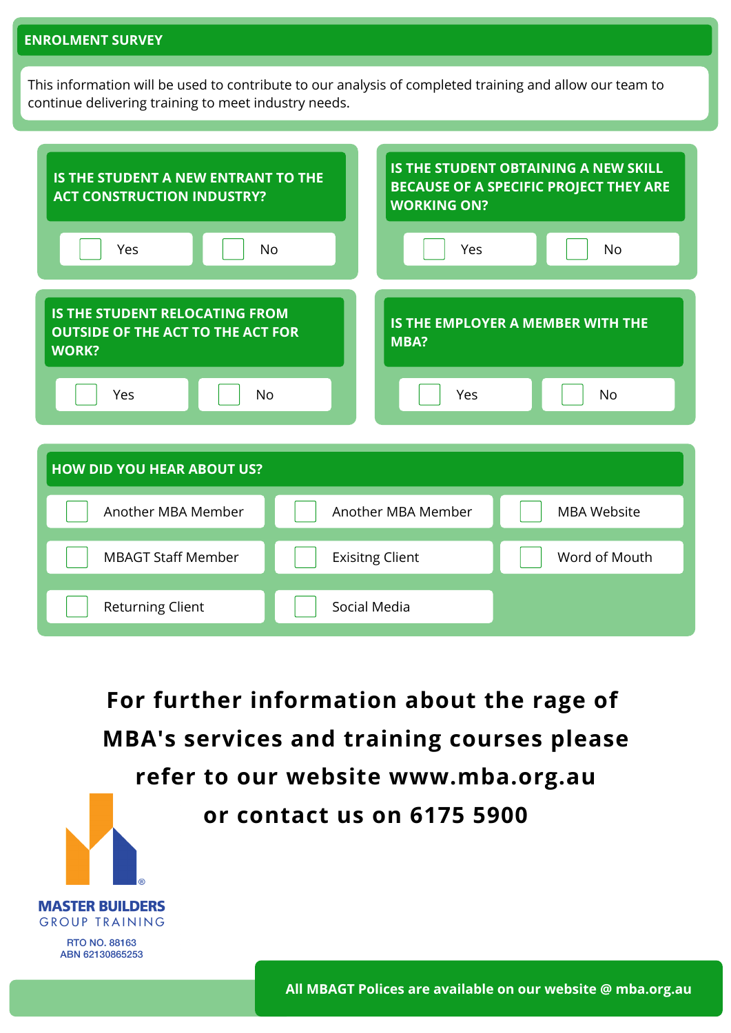## ENROLMENT SURVEY

This information will be used to contribute to our analysis of completed training and allow our team to continue delivering training to meet industry needs.

### IS THE STUDENT A NEW ENTRANT TO THE ACT CONSTRUCTION INDUSTRY?

- [ ] Yes
- [ ] No

### IS THE STUDENT OBTAINING A NEW SKILL BECAUSE OF A SPECIFIC PROJECT THEY ARE WORKING ON?

- [ ] Yes
- [ ] No

### IS THE STUDENT RELOCATING FROM OUTSIDE OF THE ACT TO THE ACT FOR WORK?

- [ ] Yes
- [ ] No

### IS THE EMPLOYER A MEMBER WITH THE MBA?

- [ ] Yes
- [ ] No

### HOW DID YOU HEAR ABOUT US?

- [ ] Another MBA Member
- [ ] Another MBA Member
- [ ] MBA Website
- [ ] MBAGT Staff Member
- [ ] Exisitng Client
- [ ] Word of Mouth
- [ ] Returning Client
- [ ] Social Media

**For further information about the rage of MBA's services and training courses please refer to our website www.mba.org.au or contact us on 6175 5900**

MASTER BUILDERS GROUP TRAINING

RTO NO. 88163
ABN 62130865253

**All MBAGT Polices are available on our website @ mba.org.au**